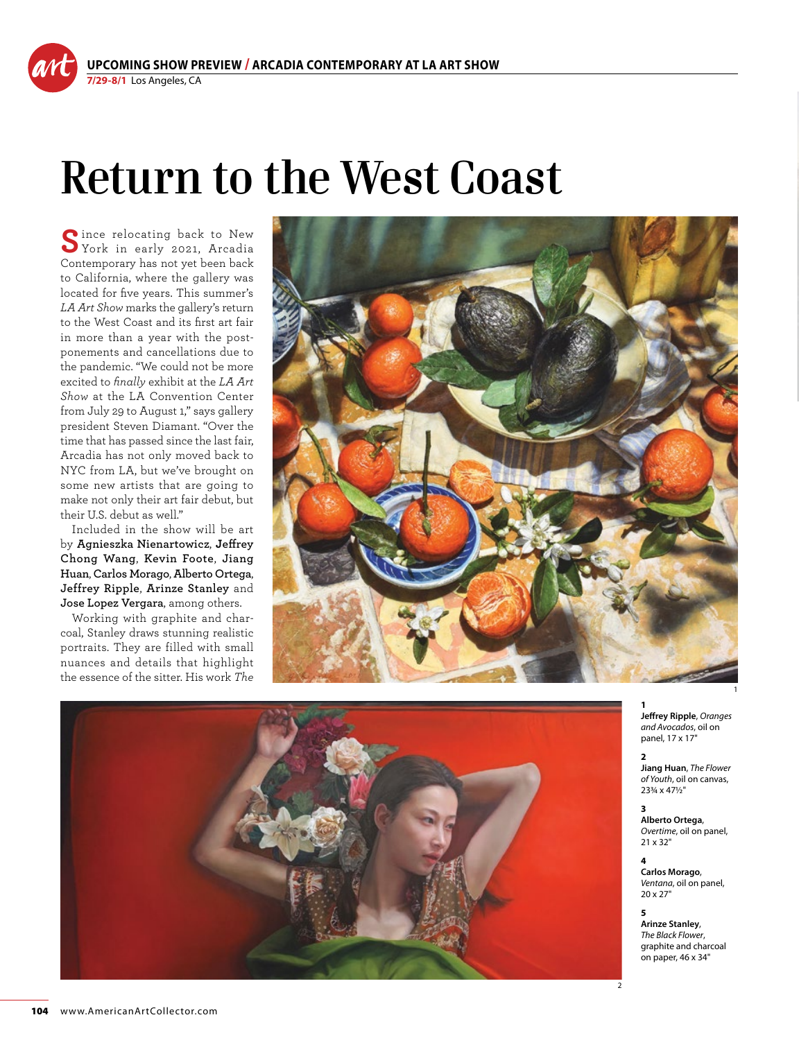# Return to the West Coast

Since relocating back to New York in early 2021, Arcadia Contemporary has not yet been back to California, where the gallery was located for five years. This summer's *LA Art Show* marks the gallery's return to the West Coast and its first art fair in more than a year with the postponements and cancellations due to the pandemic. "We could not be more excited to *finally* exhibit at the *LA Art Show* at the LA Convention Center from July 29 to August 1," says gallery president Steven Diamant. "Over the time that has passed since the last fair, Arcadia has not only moved back to NYC from LA, but we've brought on some new artists that are going to make not only their art fair debut, but their U.S. debut as well."

Included in the show will be art by **Agnieszka Nienartowicz**, **Jeffrey Chong Wang**, **Kevin Foote**, **Jiang Huan**, **Carlos Morago**, **Alberto Ortega**, **Jeffrey Ripple**, **Arinze Stanley** and **Jose Lopez Vergara**, among others.

Working with graphite and charcoal, Stanley draws stunning realistic portraits. They are filled with small nuances and details that highlight the essence of the sitter. His work *The*

1
**Jeffrey Ripple**, *Oranges and Avocados*, oil on panel, 17 x 17"

2
**Jiang Huan**, *The Flower of Youth*, oil on canvas, 23¾ x 47½"

3
**Alberto Ortega**, *Overtime*, oil on panel, 21 x 32"

4
**Carlos Morago**, *Ventana*, oil on panel, 20 x 27"

5
**Arinze Stanley**, *The Black Flower*, graphite and charcoal on paper, 46 x 34"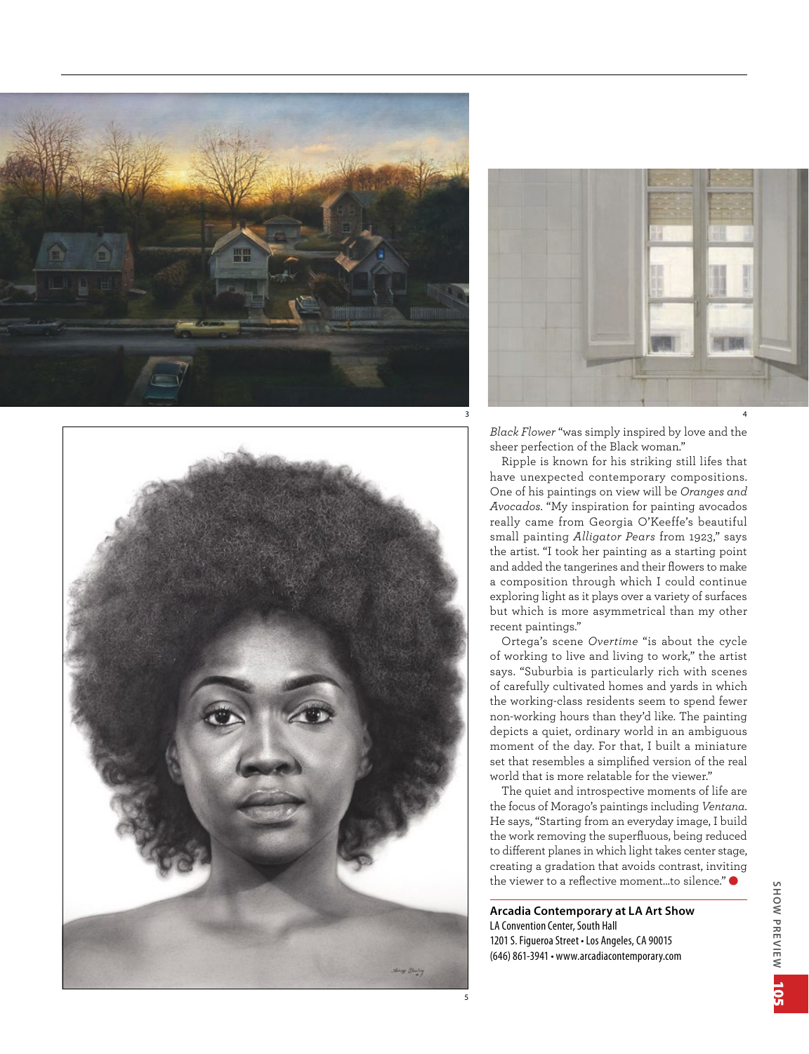*Black Flower* "was simply inspired by love and the sheer perfection of the Black woman."

Ripple is known for his striking still lifes that have unexpected contemporary compositions. One of his paintings on view will be *Oranges and Avocados*. "My inspiration for painting avocados really came from Georgia O'Keeffe's beautiful small painting *Alligator Pears* from 1923," says the artist. "I took her painting as a starting point and added the tangerines and their flowers to make a composition through which I could continue exploring light as it plays over a variety of surfaces but which is more asymmetrical than my other recent paintings."

Ortega's scene *Overtime* "is about the cycle of working to live and living to work," the artist says. "Suburbia is particularly rich with scenes of carefully cultivated homes and yards in which the working-class residents seem to spend fewer non-working hours than they'd like. The painting depicts a quiet, ordinary world in an ambiguous moment of the day. For that, I built a miniature set that resembles a simplified version of the real world that is more relatable for the viewer."

The quiet and introspective moments of life are the focus of Morago's paintings including *Ventana*. He says, "Starting from an everyday image, I build the work removing the superfluous, being reduced to different planes in which light takes center stage, creating a gradation that avoids contrast, inviting the viewer to a reflective moment...to silence." ●

**Arcadia Contemporary at LA Art Show**
LA Convention Center, South Hall
1201 S. Figueroa Street • Los Angeles, CA 90015
(646) 861-3941 • www.arcadiacontemporary.com